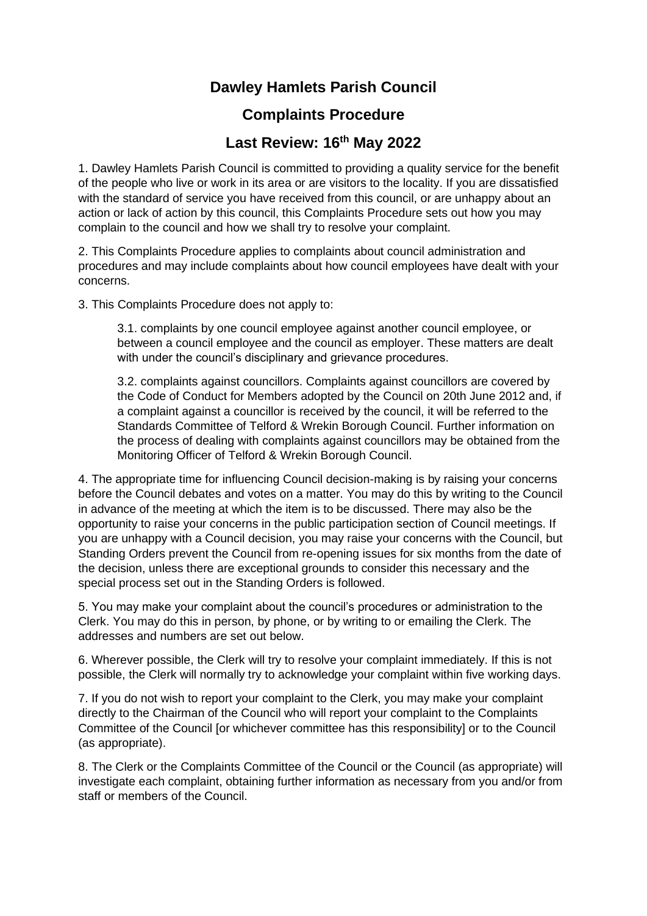# Dawley Hamlets Parish Council

## Complaints Procedure

## Last Review: 16th May 2022

1. Dawley Hamlets Parish Council is committed to providing a quality service for the benefit of the people who live or work in its area or are visitors to the locality. If you are dissatisfied with the standard of service you have received from this council, or are unhappy about an action or lack of action by this council, this Complaints Procedure sets out how you may complain to the council and how we shall try to resolve your complaint.

2. This Complaints Procedure applies to complaints about council administration and procedures and may include complaints about how council employees have dealt with your concerns.

3. This Complaints Procedure does not apply to:

   3.1. complaints by one council employee against another council employee, or between a council employee and the council as employer. These matters are dealt with under the council's disciplinary and grievance procedures.

   3.2. complaints against councillors. Complaints against councillors are covered by the Code of Conduct for Members adopted by the Council on 20th June 2012 and, if a complaint against a councillor is received by the council, it will be referred to the Standards Committee of Telford & Wrekin Borough Council. Further information on the process of dealing with complaints against councillors may be obtained from the Monitoring Officer of Telford & Wrekin Borough Council.

4. The appropriate time for influencing Council decision-making is by raising your concerns before the Council debates and votes on a matter. You may do this by writing to the Council in advance of the meeting at which the item is to be discussed. There may also be the opportunity to raise your concerns in the public participation section of Council meetings. If you are unhappy with a Council decision, you may raise your concerns with the Council, but Standing Orders prevent the Council from re-opening issues for six months from the date of the decision, unless there are exceptional grounds to consider this necessary and the special process set out in the Standing Orders is followed.

5. You may make your complaint about the council's procedures or administration to the Clerk. You may do this in person, by phone, or by writing to or emailing the Clerk. The addresses and numbers are set out below.

6. Wherever possible, the Clerk will try to resolve your complaint immediately. If this is not possible, the Clerk will normally try to acknowledge your complaint within five working days.

7. If you do not wish to report your complaint to the Clerk, you may make your complaint directly to the Chairman of the Council who will report your complaint to the Complaints Committee of the Council [or whichever committee has this responsibility] or to the Council (as appropriate).

8. The Clerk or the Complaints Committee of the Council or the Council (as appropriate) will investigate each complaint, obtaining further information as necessary from you and/or from staff or members of the Council.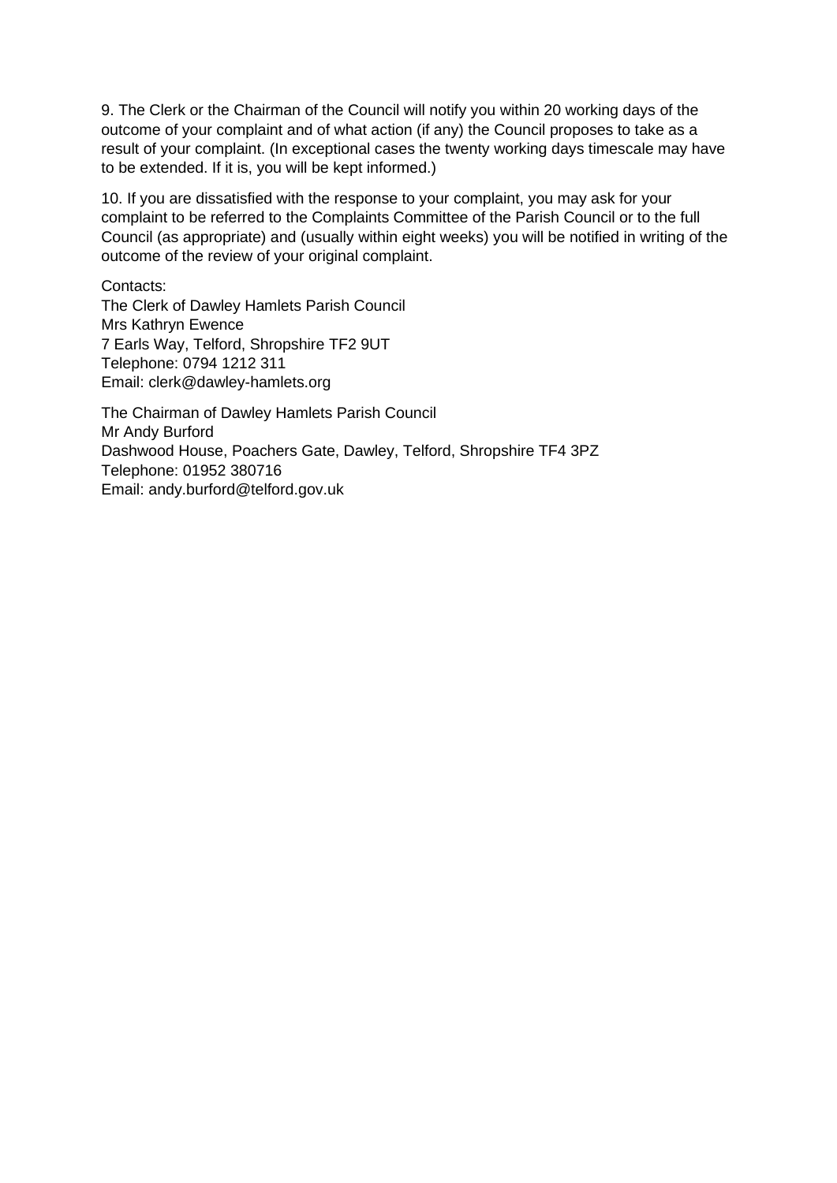9. The Clerk or the Chairman of the Council will notify you within 20 working days of the outcome of your complaint and of what action (if any) the Council proposes to take as a result of your complaint. (In exceptional cases the twenty working days timescale may have to be extended. If it is, you will be kept informed.)

10. If you are dissatisfied with the response to your complaint, you may ask for your complaint to be referred to the Complaints Committee of the Parish Council or to the full Council (as appropriate) and (usually within eight weeks) you will be notified in writing of the outcome of the review of your original complaint.

Contacts:
The Clerk of Dawley Hamlets Parish Council
Mrs Kathryn Ewence
7 Earls Way, Telford, Shropshire TF2 9UT
Telephone: 0794 1212 311
Email: clerk@dawley-hamlets.org

The Chairman of Dawley Hamlets Parish Council
Mr Andy Burford
Dashwood House, Poachers Gate, Dawley, Telford, Shropshire TF4 3PZ
Telephone: 01952 380716
Email: andy.burford@telford.gov.uk